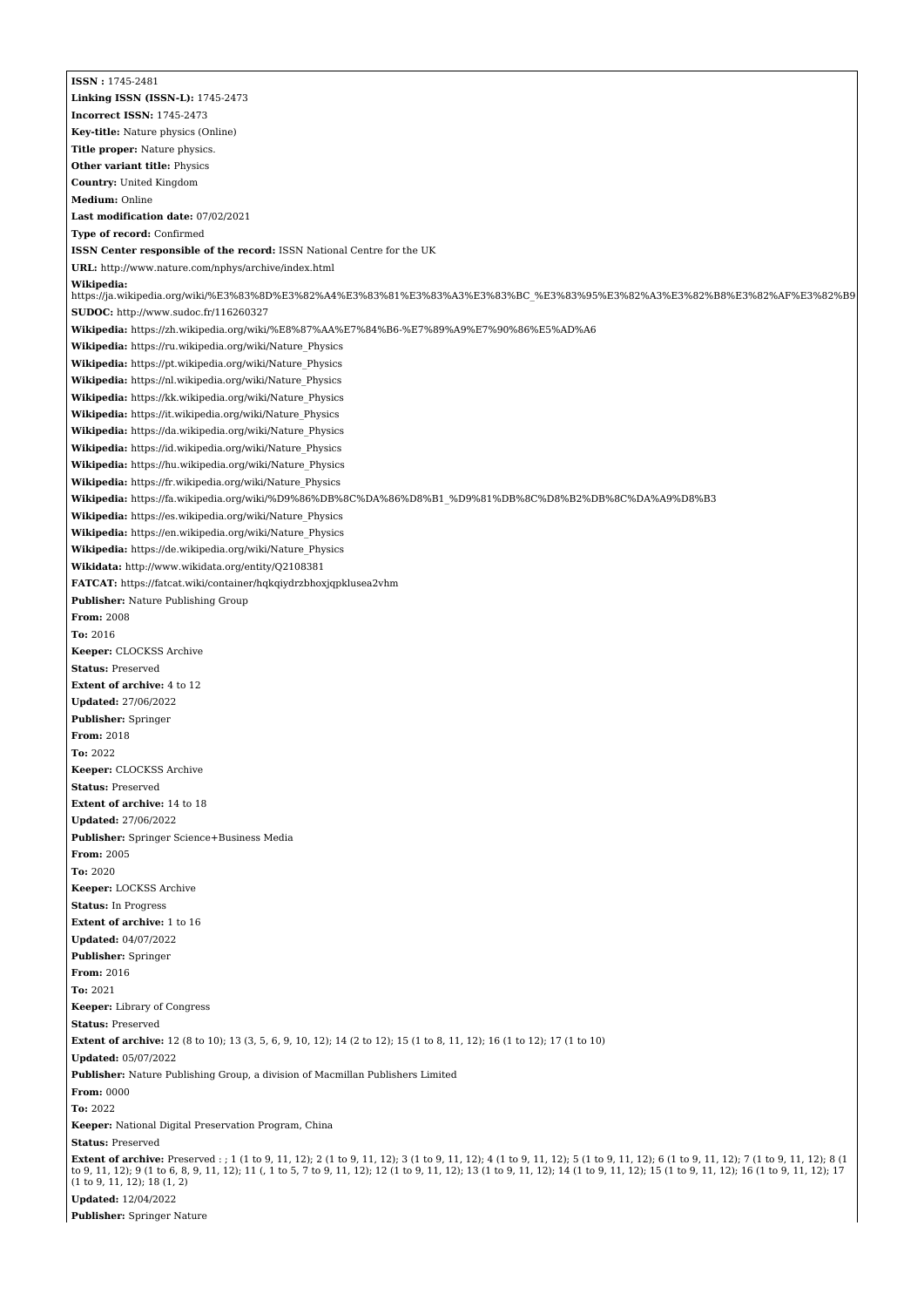**ISSN :** 1745-2481

**Linking ISSN (ISSN-L):** 1745-2473

**Incorrect ISSN:** 1745-2473

**Key-title:** Nature physics (Online)

**Title proper:** Nature physics.

**Other variant title:** Physics

**Country:** United Kingdom

**Medium:** Online

**Last modification date:** 07/02/2021

**Type of record:** Confirmed

**ISSN Center responsible of the record:** ISSN National Centre for the UK

**URL:** http://www.nature.com/nphys/archive/index.html

**Wikipedia:** https://ja.wikipedia.org/wiki/%E3%83%8D%E3%82%A4%E3%83%81%E3%83%A3%E3%83%BC_%E3%83%95%E3%82%A3%E3%82%B8%E3%82%AF%E3%82%B9

**SUDOC:** http://www.sudoc.fr/116260327

**Wikipedia:** https://zh.wikipedia.org/wiki/%E8%87%AA%E7%84%B6-%E7%89%A9%E7%90%86%E5%AD%A6

**Wikipedia:** https://ru.wikipedia.org/wiki/Nature_Physics

**Wikipedia:** https://pt.wikipedia.org/wiki/Nature_Physics

**Wikipedia:** https://nl.wikipedia.org/wiki/Nature_Physics

**Wikipedia:** https://kk.wikipedia.org/wiki/Nature_Physics

**Wikipedia:** https://it.wikipedia.org/wiki/Nature_Physics

**Wikipedia:** https://da.wikipedia.org/wiki/Nature_Physics

**Wikipedia:** https://id.wikipedia.org/wiki/Nature_Physics

**Wikipedia:** https://hu.wikipedia.org/wiki/Nature_Physics

**Wikipedia:** https://fr.wikipedia.org/wiki/Nature_Physics

**Wikipedia:** https://fa.wikipedia.org/wiki/%D9%86%DB%8C%DA%86%D8%B1_%D9%81%DB%8C%D8%B2%DB%8C%DA%A9%D8%B3

**Wikipedia:** https://es.wikipedia.org/wiki/Nature_Physics

**Wikipedia:** https://en.wikipedia.org/wiki/Nature_Physics

**Wikipedia:** https://de.wikipedia.org/wiki/Nature_Physics

**Wikidata:** http://www.wikidata.org/entity/Q2108381

**FATCAT:** https://fatcat.wiki/container/hqkqiydrzbhoxjqpklusea2vhm

**Publisher:** Nature Publishing Group

**From:** 2008

**To:** 2016

**Keeper:** CLOCKSS Archive

**Status:** Preserved

**Extent of archive:** 4 to 12

**Updated:** 27/06/2022

**Publisher:** Springer

**From:** 2018

**To:** 2022

**Keeper:** CLOCKSS Archive

**Status:** Preserved

**Extent of archive:** 14 to 18

**Updated:** 27/06/2022

**Publisher:** Springer Science+Business Media

**From:** 2005

**To:** 2020

**Keeper:** LOCKSS Archive

**Status:** In Progress

**Extent of archive:** 1 to 16

**Updated:** 04/07/2022

**Publisher:** Springer

**From:** 2016

**To:** 2021

**Keeper:** Library of Congress

**Status:** Preserved

**Extent of archive:** 12 (8 to 10); 13 (3, 5, 6, 9, 10, 12); 14 (2 to 12); 15 (1 to 8, 11, 12); 16 (1 to 12); 17 (1 to 10)

**Updated:** 05/07/2022

**Publisher:** Nature Publishing Group, a division of Macmillan Publishers Limited

**From:** 0000

**To:** 2022

**Keeper:** National Digital Preservation Program, China

**Status:** Preserved

**Extent of archive:** Preserved : ; 1 (1 to 9, 11, 12); 2 (1 to 9, 11, 12); 3 (1 to 9, 11, 12); 4 (1 to 9, 11, 12); 5 (1 to 9, 11, 12); 6 (1 to 9, 11, 12); 7 (1 to 9, 11, 12); 8 (1 to 9, 11, 12); 9 (1 to 6, 8, 9, 11, 12); 11 (, 1 to 5, 7 to 9, 11, 12); 12 (1 to 9, 11, 12); 13 (1 to 9, 11, 12); 14 (1 to 9, 11, 12); 15 (1 to 9, 11, 12); 16 (1 to 9, 11, 12); 17 (1 to 9, 11, 12); 18 (1, 2)

**Updated:** 12/04/2022

**Publisher:** Springer Nature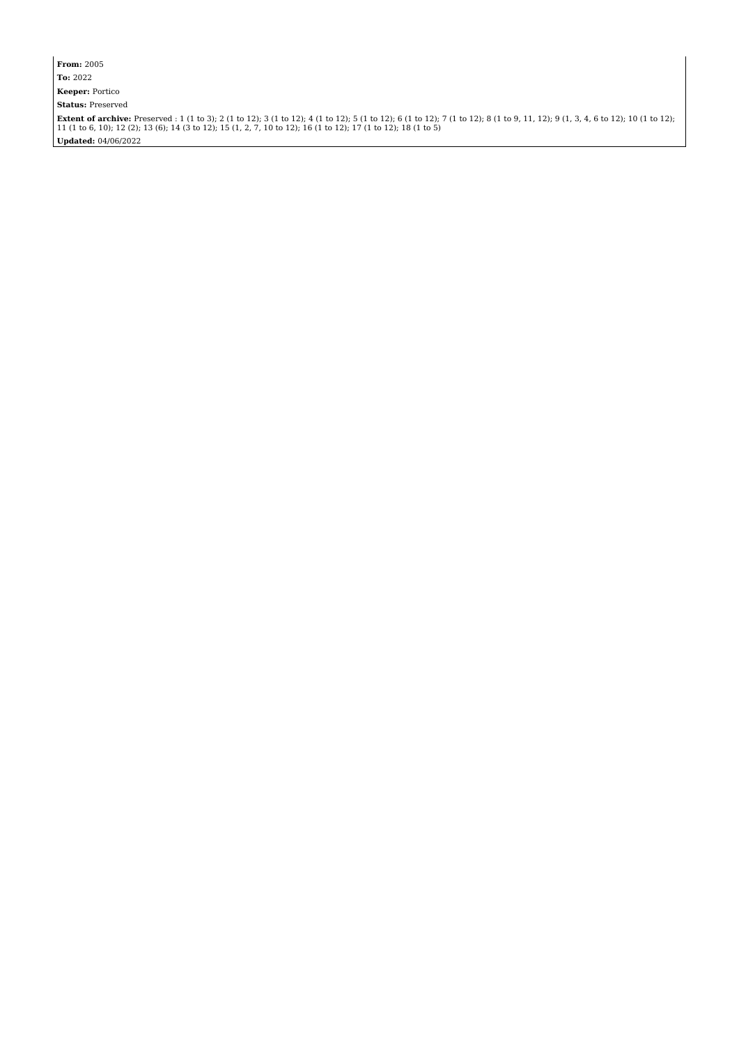**From:** 2005

**To:** 2022

**Keeper:** Portico

**Status:** Preserved

**Extent of archive:** Preserved : 1 (1 to 3); 2 (1 to 12); 3 (1 to 12); 4 (1 to 12); 5 (1 to 12); 6 (1 to 12); 7 (1 to 12); 8 (1 to 9, 11, 12); 9 (1, 3, 4, 6 to 12); 10 (1 to 12); 11 (1 to 6, 10); 12 (2); 13 (6); 14 (3 to 12); 15 (1, 2, 7, 10 to 12); 16 (1 to 12); 17 (1 to 12); 18 (1 to 5)

**Updated:** 04/06/2022